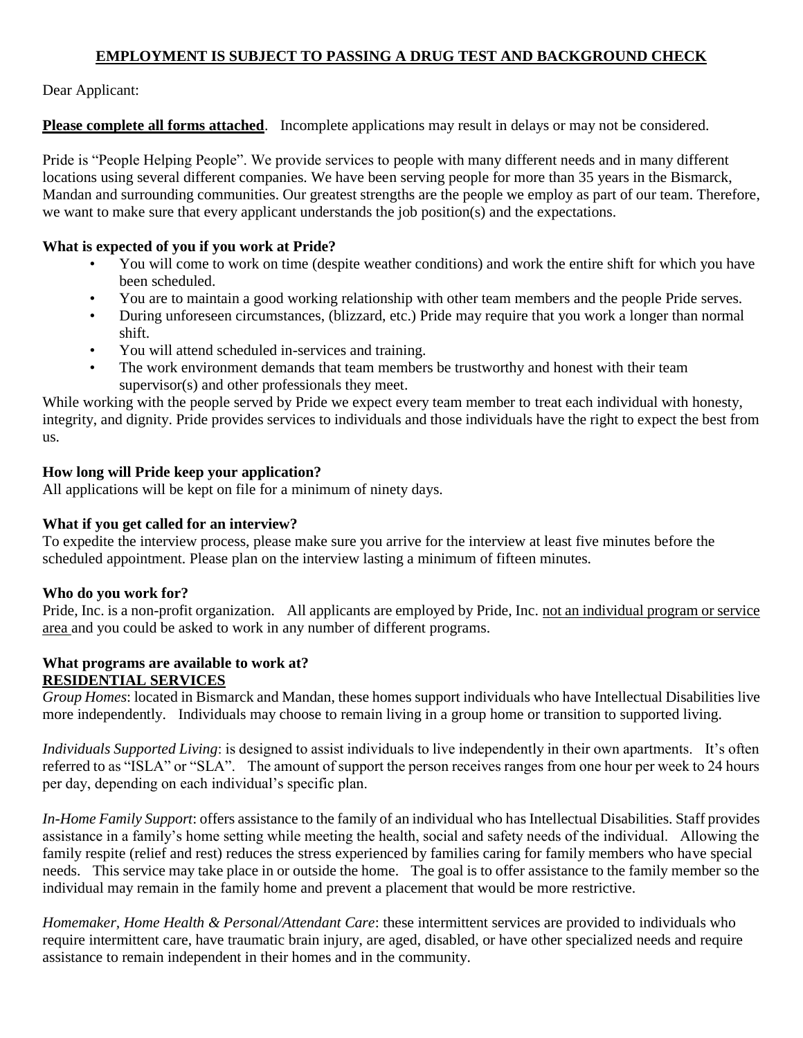**EMPLOYMENT IS SUBJECT TO PASSING A DRUG TEST AND BACKGROUND CHECK**

Dear Applicant:

**Please complete all forms attached**. Incomplete applications may result in delays or may not be considered.

Pride is "People Helping People". We provide services to people with many different needs and in many different locations using several different companies. We have been serving people for more than 35 years in the Bismarck, Mandan and surrounding communities. Our greatest strengths are the people we employ as part of our team. Therefore, we want to make sure that every applicant understands the job position(s) and the expectations.

**What is expected of you if you work at Pride?**

- You will come to work on time (despite weather conditions) and work the entire shift for which you have been scheduled.
- You are to maintain a good working relationship with other team members and the people Pride serves.
- During unforeseen circumstances, (blizzard, etc.) Pride may require that you work a longer than normal shift.
- You will attend scheduled in-services and training.
- The work environment demands that team members be trustworthy and honest with their team supervisor(s) and other professionals they meet.

While working with the people served by Pride we expect every team member to treat each individual with honesty, integrity, and dignity. Pride provides services to individuals and those individuals have the right to expect the best from us.

**How long will Pride keep your application?**
All applications will be kept on file for a minimum of ninety days.

**What if you get called for an interview?**
To expedite the interview process, please make sure you arrive for the interview at least five minutes before the scheduled appointment. Please plan on the interview lasting a minimum of fifteen minutes.

**Who do you work for?**
Pride, Inc. is a non-profit organization. All applicants are employed by Pride, Inc. not an individual program or service area and you could be asked to work in any number of different programs.

**What programs are available to work at?**
**RESIDENTIAL SERVICES**

*Group Homes*: located in Bismarck and Mandan, these homes support individuals who have Intellectual Disabilities live more independently. Individuals may choose to remain living in a group home or transition to supported living.

*Individuals Supported Living*: is designed to assist individuals to live independently in their own apartments. It's often referred to as "ISLA" or "SLA". The amount of support the person receives ranges from one hour per week to 24 hours per day, depending on each individual's specific plan.

*In-Home Family Support*: offers assistance to the family of an individual who has Intellectual Disabilities. Staff provides assistance in a family's home setting while meeting the health, social and safety needs of the individual. Allowing the family respite (relief and rest) reduces the stress experienced by families caring for family members who have special needs. This service may take place in or outside the home. The goal is to offer assistance to the family member so the individual may remain in the family home and prevent a placement that would be more restrictive.

*Homemaker, Home Health & Personal/Attendant Care*: these intermittent services are provided to individuals who require intermittent care, have traumatic brain injury, are aged, disabled, or have other specialized needs and require assistance to remain independent in their homes and in the community.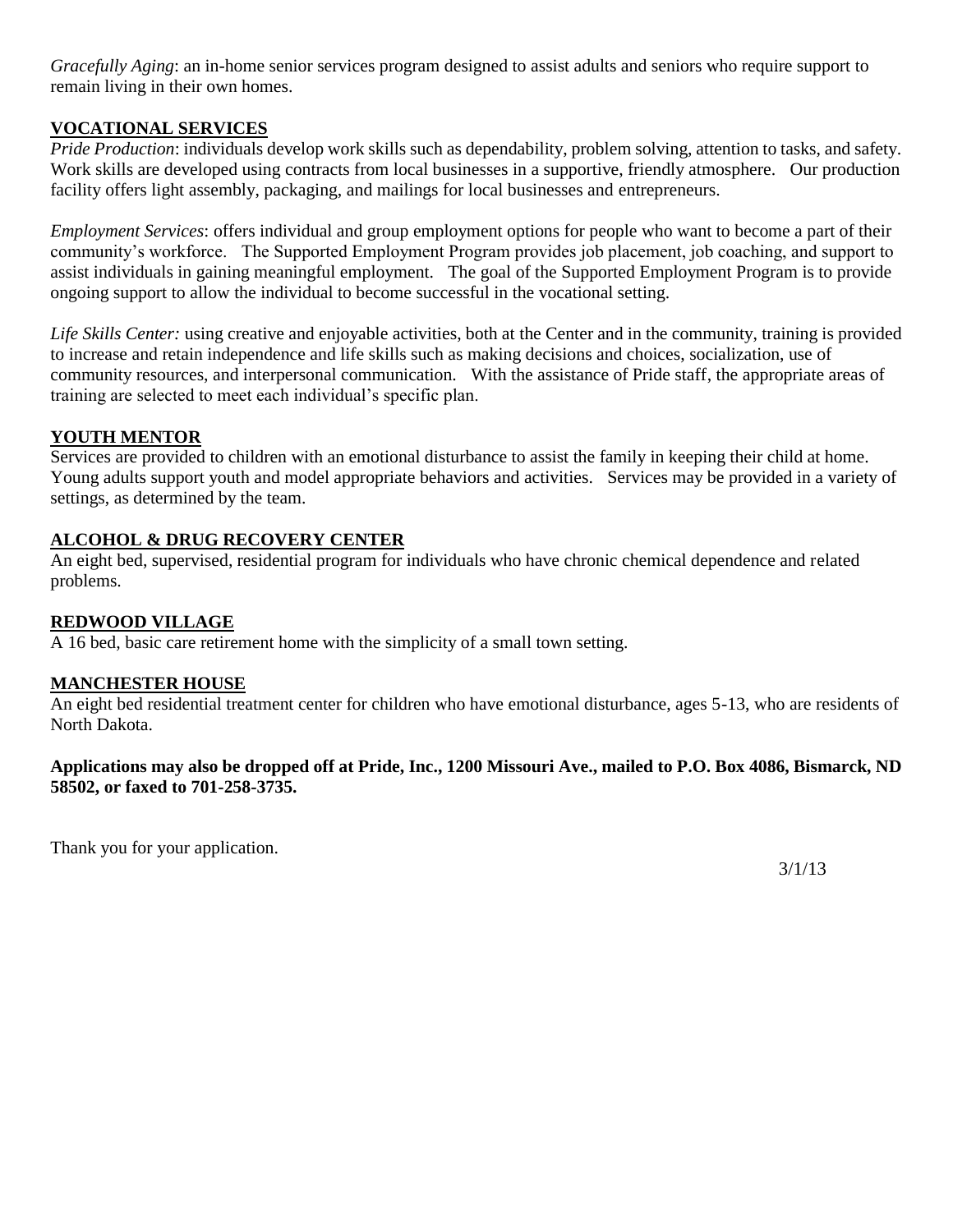*Gracefully Aging*: an in-home senior services program designed to assist adults and seniors who require support to remain living in their own homes.

## VOCATIONAL SERVICES

*Pride Production*: individuals develop work skills such as dependability, problem solving, attention to tasks, and safety. Work skills are developed using contracts from local businesses in a supportive, friendly atmosphere. Our production facility offers light assembly, packaging, and mailings for local businesses and entrepreneurs.

*Employment Services*: offers individual and group employment options for people who want to become a part of their community's workforce. The Supported Employment Program provides job placement, job coaching, and support to assist individuals in gaining meaningful employment. The goal of the Supported Employment Program is to provide ongoing support to allow the individual to become successful in the vocational setting.

*Life Skills Center:* using creative and enjoyable activities, both at the Center and in the community, training is provided to increase and retain independence and life skills such as making decisions and choices, socialization, use of community resources, and interpersonal communication. With the assistance of Pride staff, the appropriate areas of training are selected to meet each individual's specific plan.

## YOUTH MENTOR

Services are provided to children with an emotional disturbance to assist the family in keeping their child at home. Young adults support youth and model appropriate behaviors and activities. Services may be provided in a variety of settings, as determined by the team.

## ALCOHOL & DRUG RECOVERY CENTER

An eight bed, supervised, residential program for individuals who have chronic chemical dependence and related problems.

## REDWOOD VILLAGE

A 16 bed, basic care retirement home with the simplicity of a small town setting.

## MANCHESTER HOUSE

An eight bed residential treatment center for children who have emotional disturbance, ages 5-13, who are residents of North Dakota.

**Applications may also be dropped off at Pride, Inc., 1200 Missouri Ave., mailed to P.O. Box 4086, Bismarck, ND 58502, or faxed to 701-258-3735.**

Thank you for your application.

3/1/13